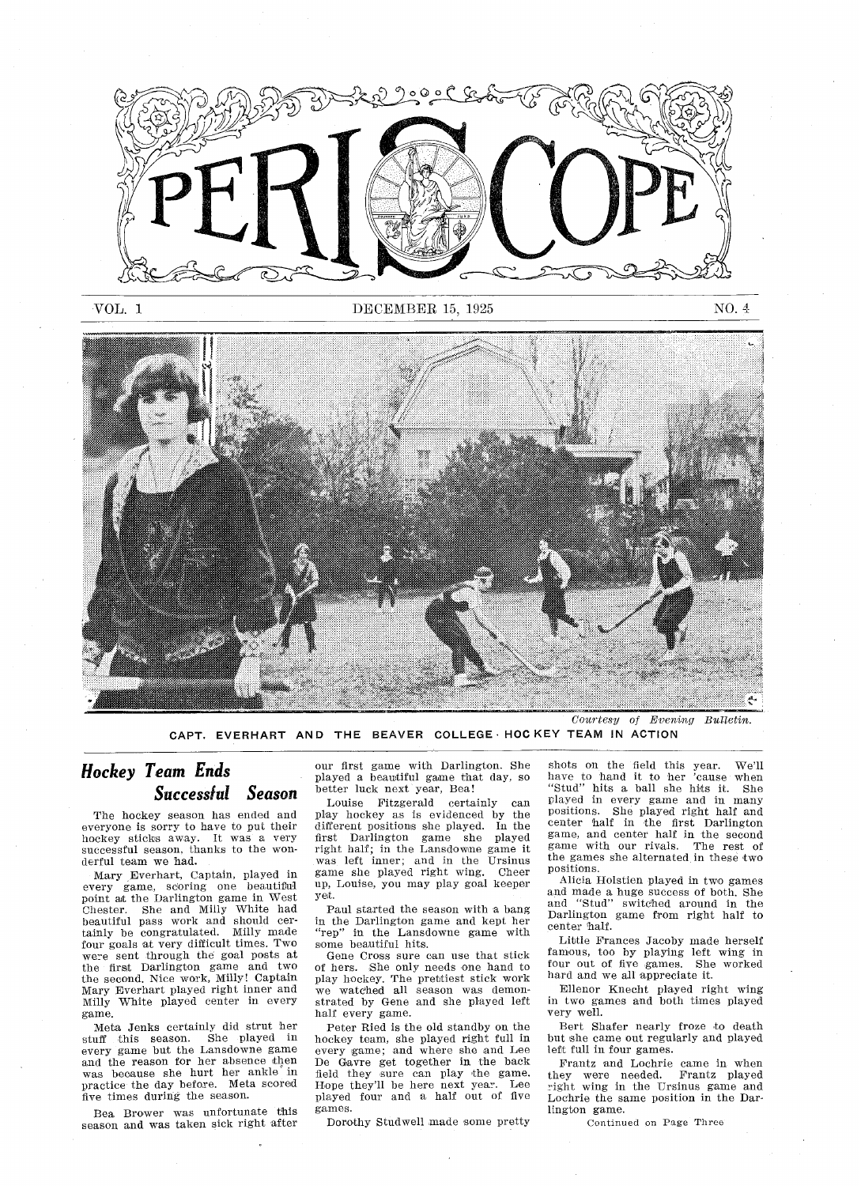# PERISCOPE

VOL. 1 DECEMBER 15, 1925 NO. 4

*Courtesy of Evening Bulletin.*

CAPT. EVERHART AND THE BEAVER COLLEGE HOCKEY TEAM IN ACTION

## *Hockey Team Ends Successful Season*

The hockey season has ended and everyone is sorry to have to put their hockey sticks away. It was a very successful season, thanks to the wonderful team we had.

Mary Everhart, Captain, played in every game, scoring one beautiful point at the Darlington game in West Chester. She and Milly White had beautiful pass work and should certainly be congratulated. Milly made four goals at very difficult times. Two were sent through the goal posts at the first Darlington game and two the second. Nice work, Milly! Captain Mary Everhart played right inner and Milly White played center in every game.

Meta Jenks certainly did strut her stuff this season. She played in every game but the Lansdowne game and the reason for her absence then was because she hurt her ankle in practice the day before. Meta scored five times during the season.

Bea Brower was unfortunate this season and was taken sick right after our first game with Darlington. She played a beautiful game that day, so better luck next year, Bea!

Louise Fitzgerald certainly can play hockey as is evidenced by the different positions she played. In the first Darlington game she played right half; in the Lansdowne game it was left inner; and in the Ursinus game she played right wing. Cheer up, Louise, you may play goal keeper yet.

Paul started the season with a bang in the Darlington game and kept her "rep" in the Lansdowne game with some beautiful hits.

Gene Cross sure can use that stick of hers. She only needs one hand to play hockey. The prettiest stick work we watched all season was demonstrated by Gene and she played left half every game.

Peter Ried is the old standby on the hockey team, she played right full in every game; and where she and Lee De Gavre get together in the back field they sure can play the game. Hope they'll be here next year. Lee played four and a half out of five games.

Dorothy Studwell made some pretty shots on the field this year. We'll have to hand it to her 'cause when "Stud" hits a ball she hits it. She played in every game and in many positions. She played right half and center half in the first Darlington game, and center half in the second game with our rivals. The rest of the games she alternated in these two positions.

Alicia Holstien played in two games and made a huge success of both. She and "Stud" switched around in the Darlington game from right half to center half.

Little Frances Jacoby made herself famous, too by playing left wing in four out of five games. She worked hard and we all appreciate it.

Ellenor Knecht played right wing in two games and both times played very well.

Bert Shafer nearly froze to death but she came out regularly and played left full in four games.

Frantz and Lochrie came in when they were needed. Frantz played right wing in the Ursinus game and Lochrie the same position in the Darlington game.

Continued on Page Three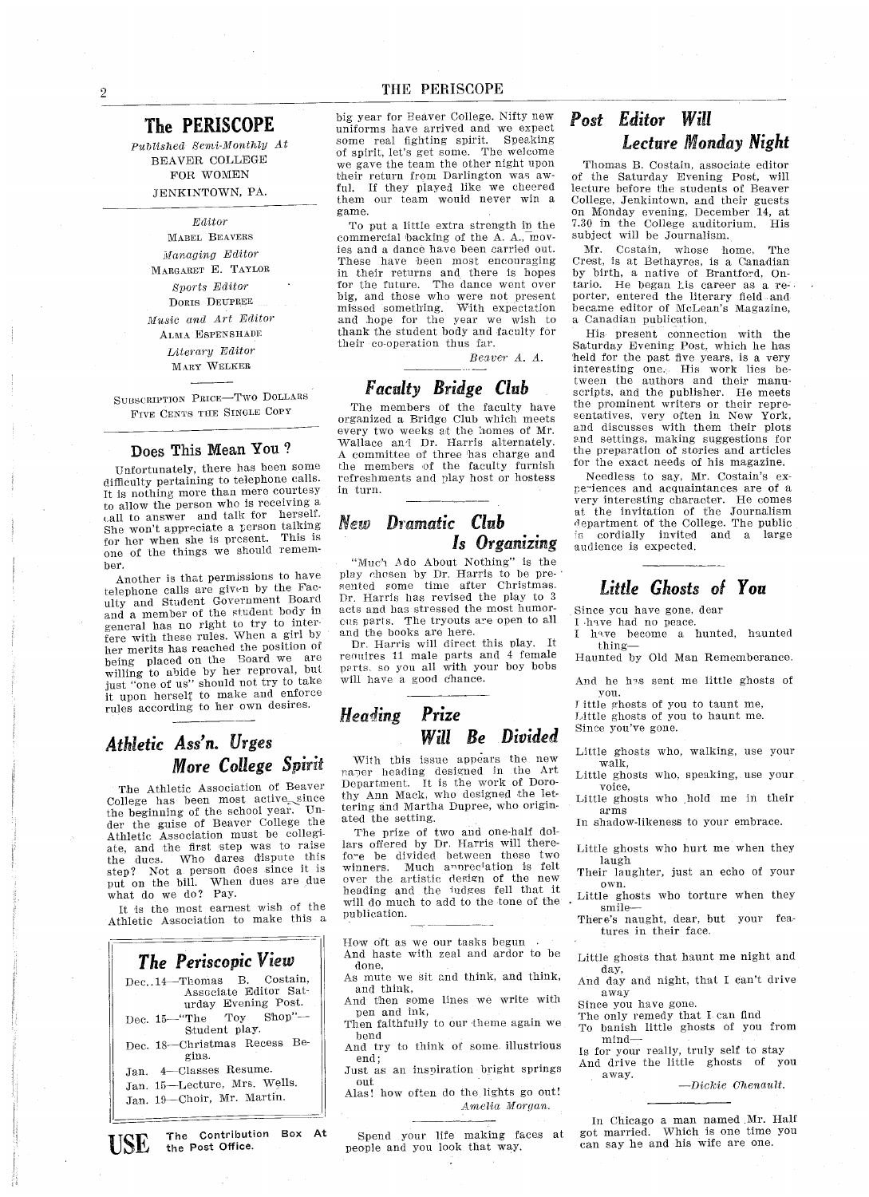# The PERISCOPE

*Published Semi-Monthly At*
BEAVER COLLEGE
FOR WOMEN
JENKINTOWN, PA.

*Editor*
MABEL BEAVERS
*Managing Editor*
MARGARET E. TAYLOR
*Sports Editor*
DORIS DEUPREE
*Music and Art Editor*
ALMA ESPENSHADE
*Literary Editor*
MARY WELKER

SUBSCRIPTION PRICE—TWO DOLLARS
FIVE CENTS THE SINGLE COPY

## Does This Mean You?

Unfortunately, there has been some difficulty pertaining to telephone calls. It is nothing more than mere courtesy to allow the person who is receiving a call to answer and talk for herself. She won't appreciate a person talking for her when she is present. This is one of the things we should remember.

Another is that permissions to have telephone calls are given by the Faculty and Student Government Board and a member of the student body in general has no right to try to interfere with these rules. When a girl by her merits has reached the position of being placed on the Board we are willing to abide by her reproval, but just "one of us" should not try to take it upon herself to make and enforce rules according to her own desires.

## Athletic Ass'n. Urges More College Spirit

The Athletic Association of Beaver College has been most active since the beginning of the school year. Under the guise of Beaver College the Athletic Association must be collegiate, and the first step was to raise the dues. Who dares dispute this step? Not a person does since it is put on the bill. When dues are due what do we do? Pay.

It is the most earnest wish of the Athletic Association to make this a big year for Beaver College. Nifty new uniforms have arrived and we expect some real fighting spirit. Speaking of spirit, let's get some. The welcome we gave the team the other night upon their return from Darlington was awful. If they played like we cheered them our team would never win a game.

To put a little extra strength in the commercial backing of the A. A., movies and a dance have been carried out. These have been most encouraging in their returns and there is hopes for the future. The dance went over big, and those who were not present missed something. With expectation and hope for the year we wish to thank the student body and faculty for their co-operation thus far.

*Beaver A. A.*

## The Periscopic View

Dec. 14—Thomas B. Costain, Associate Editor Saturday Evening Post.
Dec. 15—"The Toy Shop"—Student play.
Dec. 18—Christmas Recess Begins.
Jan. 4—Classes Resume.
Jan. 15—Lecture, Mrs. Wells.
Jan. 19—Choir, Mr. Martin.

**USE** The Contribution Box At the Post Office.

## Faculty Bridge Club

The members of the faculty have organized a Bridge Club which meets every two weeks at the homes of Mr. Wallace and Dr. Harris alternately. A committee of three has charge and the members of the faculty furnish refreshments and play host or hostess in turn.

## New Dramatic Club Is Organizing

"Much Ado About Nothing" is the play chosen by Dr. Harris to be presented some time after Christmas. Dr. Harris has revised the play to 3 acts and has stressed the most humorous parts. The tryouts are open to all and the books are here.

Dr. Harris will direct this play. It requires 11 male parts and 4 female parts, so you all with your boy bobs will have a good chance.

## Heading Prize Will Be Divided

With this issue appears the new paper heading designed in the Art Department. It is the work of Dorothy Ann Mack, who designed the lettering and Martha Dupree, who originated the setting.

The prize of two and one-half dollars offered by Dr. Harris will therefore be divided between these two winners. Much appreciation is felt over the artistic design of the new heading and the judges fell that it will do much to add to the tone of the publication.

How oft as we our tasks begun
And haste with zeal and ardor to be done,
As mute we sit and think, and think, and think,
And then some lines we write with pen and ink,
Then faithfully to our theme again we bend
And try to think of some illustrious end;
Just as an inspiration bright springs out
Alas! how often do the lights go out!

*Amelia Morgan.*

Spend your life making faces at people and you look that way.

## Post Editor Will Lecture Monday Night

Thomas B. Costain, associate editor of the Saturday Evening Post, will lecture before the students of Beaver College, Jenkintown, and their guests on Monday evening, December 14, at 7.30 in the College auditorium. His subject will be Journalism.

Mr. Costain, whose home, The Crest, is at Bethayres, is a Canadian by birth, a native of Brantford, Ontario. He began his career as a reporter, entered the literary field and became editor of McLean's Magazine, a Canadian publication.

His present connection with the Saturday Evening Post, which he has held for the past five years, is a very interesting one. His work lies between the authors and their manuscripts, and the publisher. He meets the prominent writers or their representatives, very often in New York, and discusses with them their plots and settings, making suggestions for the preparation of stories and articles for the exact needs of his magazine.

Needless to say, Mr. Costain's experiences and acquaintances are of a very interesting character. He comes at the invitation of the Journalism department of the College. The public is cordially invited and a large audience is expected.

## Little Ghosts of You

Since you have gone, dear
I have had no peace.
I have become a hunted, haunted thing—
Haunted by Old Man Rememberance.

And he has sent me little ghosts of you.
Little ghosts of you to taunt me,
Little ghosts of you to haunt me.
Since you've gone.

Little ghosts who, walking, use your walk,
Little ghosts who, speaking, use your voice,
Little ghosts who hold me in their arms
In shadow-likeness to your embrace.

Little ghosts who hurt me when they laugh
Their laughter, just an echo of your own.
Little ghosts who torture when they smile—
There's naught, dear, but your features in their face.

Little ghosts that haunt me night and day,
And day and night, that I can't drive away
Since you have gone.
The only remedy that I can find
To banish little ghosts of you from mind—
Is for your really, truly self to stay
And drive the little ghosts of you away.

*—Dickie Chenault.*

In Chicago a man named Mr. Half got married. Which is one time you can say he and his wife are one.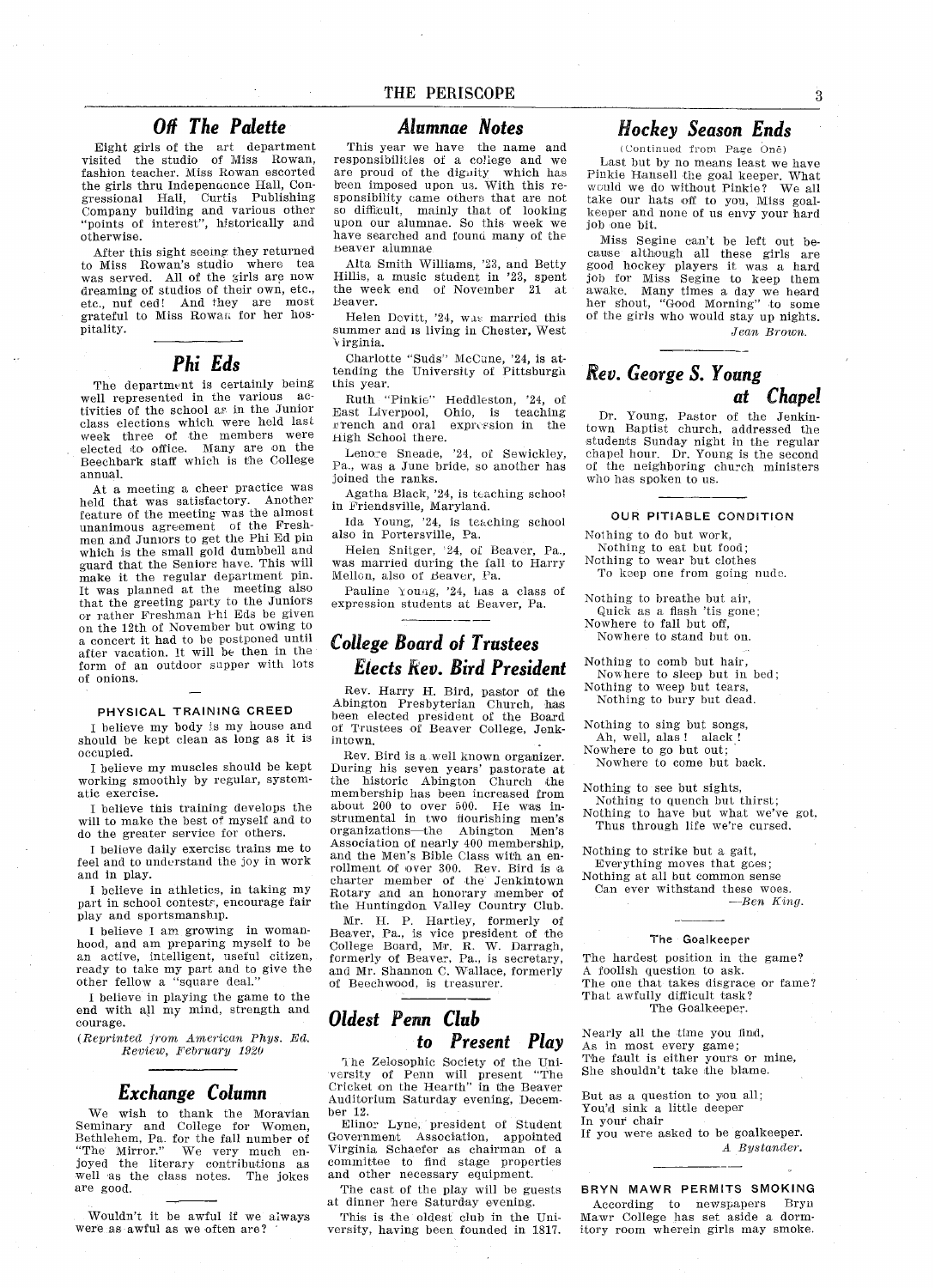## Off The Palette

Eight girls of the art department visited the studio of Miss Rowan, fashion teacher. Miss Rowan escorted the girls thru Independence Hall, Congressional Hall, Curtis Publishing Company building and various other "points of interest", historically and otherwise.

After this sight seeing they returned to Miss Rowan's studio where tea was served. All of the girls are now dreaming of studios of their own, etc., etc., nuf ced! And they are most grateful to Miss Rowan for her hospitality.

## Phi Eds

The department is certainly being well represented in the various activities of the school as in the Junior class elections which were held last week three of the members were elected to office. Many are on the Beechbark staff which is the College annual.

At a meeting a cheer practice was held that was satisfactory. Another feature of the meeting was the almost unanimous agreement of the Freshmen and Juniors to get the Phi Ed pin which is the small gold dumbbell and guard that the Seniors have. This will make it the regular department pin. It was planned at the meeting also that the greeting party to the Juniors or rather Freshman Phi Eds be given on the 12th of November but owing to a concert it had to be postponed until after vacation. It will be then in the form of an outdoor supper with lots of onions.

#### PHYSICAL TRAINING CREED

I believe my body is my house and should be kept clean as long as it is occupied.

I believe my muscles should be kept working smoothly by regular, systematic exercise.

I believe this training develops the will to make the best of myself and to do the greater service for others.

I believe daily exercise trains me to feel and to understand the joy in work and in play.

I believe in athletics, in taking my part in school contests, encourage fair play and sportsmanship.

I believe I am growing in womanhood, and am preparing myself to be an active, intelligent, useful citizen, ready to take my part and to give the other fellow a "square deal."

I believe in playing the game to the end with all my mind, strength and courage.

*(Reprinted from American Phys. Ed. Review, February 1920*

## Exchange Column

We wish to thank the Moravian Seminary and College for Women, Bethlehem, Pa. for the fall number of "The Mirror." We very much enjoyed the literary contributions as well as the class notes. The jokes are good.

---

Wouldn't it be awful if we always were as awful as we often are?

## Alumnae Notes

This year we have the name and responsibilities of a college and we are proud of the dignity which has been imposed upon us. With this responsibility came others that are not so difficult, mainly that of looking upon our alumnae. So this week we have searched and found many of the Beaver alumnae

Alta Smith Williams, '23, and Betty Hillis, a music student in '23, spent the week end of November 21 at Beaver.

Helen Devitt, '24, was married this summer and is living in Chester, West Virginia.

Charlotte "Suds" McCune, '24, is attending the University of Pittsburgh this year.

Ruth "Pinkie" Heddleston, '24, of East Liverpool, Ohio, is teaching French and oral expression in the High School there.

Lenore Sneade, '24, of Sewickley, Pa., was a June bride, so another has joined the ranks.

Agatha Black, '24, is teaching school in Friendsville, Maryland.

Ida Young, '24, is teaching school also in Portersville, Pa.

Helen Sniiger, '24, of Beaver, Pa., was married during the fall to Harry Mellon, also of Beaver, Pa.

Pauline Young, '24, has a class of expression students at Beaver, Pa.

## College Board of Trustees Elects Rev. Bird President

Rev. Harry H. Bird, pastor of the Abington Presbyterian Church, has been elected president of the Board of Trustees of Beaver College, Jenkintown.

Rev. Bird is a well known organizer. During his seven years' pastorate at the historic Abington Church the membership has been increased from about 200 to over 500. He was instrumental in two flourishing men's organizations—the Abington Men's Association of nearly 400 membership, and the Men's Bible Class with an enrollment of over 300. Rev. Bird is a charter member of the Jenkintown Rotary and an honorary member of the Huntingdon Valley Country Club.

Mr. H. P. Hartley, formerly of Beaver, Pa., is vice president of the College Board, Mr. R. W. Darragh, formerly of Beaver, Pa., is secretary, and Mr. Shannon C. Wallace, formerly of Beechwood, is treasurer.

## Oldest Penn Club to Present Play

The Zelosophic Society of the University of Penn will present "The Cricket on the Hearth" in the Beaver Auditorium Saturday evening, December 12.

Elinor Lyne, president of Student Government Association, appointed Virginia Schaefer as chairman of a committee to find stage properties and other necessary equipment.

The cast of the play will be guests at dinner here Saturday evening.

This is the oldest club in the University, having been founded in 1817.

## Hockey Season Ends

(Continued from Page One)

Last but by no means least we have Pinkie Hansell the goal keeper. What would we do without Pinkie? We all take our hats off to you, Miss goalkeeper and none of us envy your hard job one bit.

Miss Segine can't be left out because although all these girls are good hockey players it was a hard job for Miss Segine to keep them awake. Many times a day we heard her shout, "Good Morning" to some of the girls who would stay up nights.

*Jean Brown.*

## Rev. George S. Young at Chapel

Dr. Young, Pastor of the Jenkintown Baptist church, addressed the students Sunday night in the regular chapel hour. Dr. Young is the second of the neighboring church ministers who has spoken to us.

#### OUR PITIABLE CONDITION

Nothing to do but work,
  Nothing to eat but food;
Nothing to wear but clothes
  To keep one from going nude.

Nothing to breathe but air,
  Quick as a flash 'tis gone;
Nowhere to fall but off,
  Nowhere to stand but on.

Nothing to comb but hair,
  Nowhere to sleep but in bed;
Nothing to weep but tears,
  Nothing to bury but dead.

Nothing to sing but songs,
  Ah, well, alas! alack!
Nowhere to go but out;
  Nowhere to come but back.

Nothing to see but sights,
  Nothing to quench but thirst;
Nothing to have but what we've got,
  Thus through life we're cursed.

Nothing to strike but a gait,
  Everything moves that goes;
Nothing at all but common sense
  Can ever withstand these woes.

*—Ben King.*

#### The Goalkeeper

The hardest position in the game?
A foolish question to ask.
The one that takes disgrace or fame?
That awfully difficult task?
  The Goalkeeper.

Nearly all the time you find,
As in most every game;
The fault is either yours or mine,
She shouldn't take the blame.

But as a question to you all;
You'd sink a little deeper
In your chair
If you were asked to be goalkeeper.

*A Bystander.*

#### BRYN MAWR PERMITS SMOKING

According to newspapers Bryn Mawr College has set aside a dormitory room wherein girls may smoke.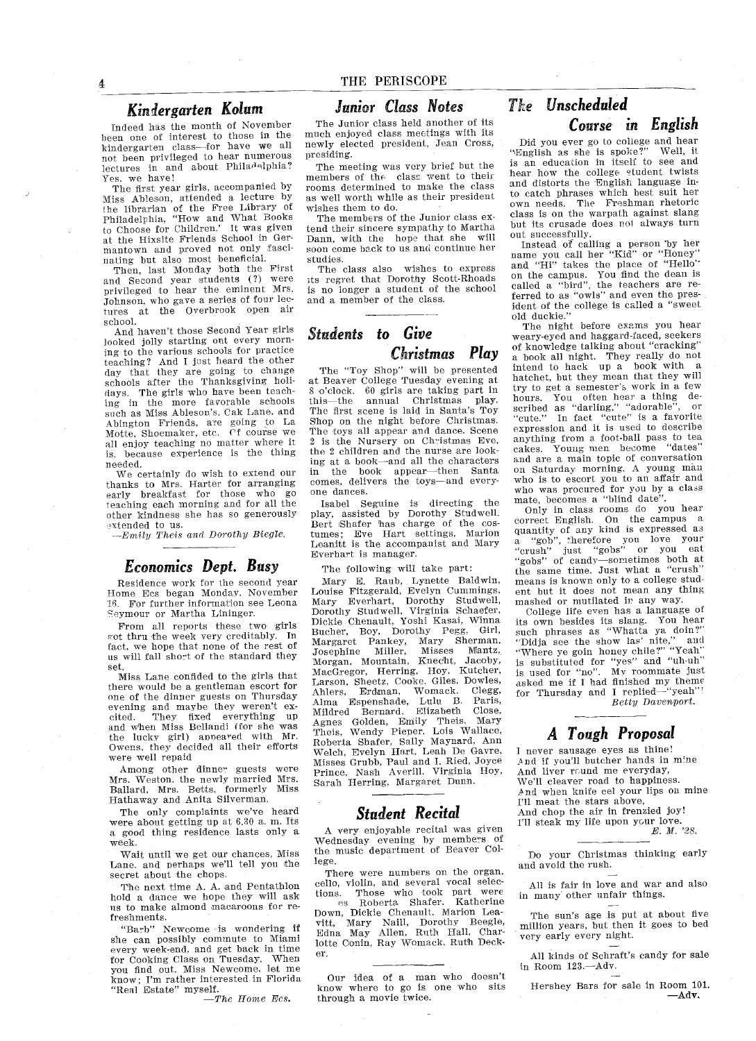## Kindergarten Kolum

Indeed has the month of November been one of interest to those in the kindergarten class—for have we all not been privileged to hear numerous lectures in and about Philadelphia? Yes, we have!

The first year girls, accompanied by Miss Ableson, attended a lecture by the librarian of the Free Library of Philadelphia, "How and What Books to Choose for Children.' It was given at the Hixsite Friends School in Germantown and proved not only fascinating but also most beneficial.

Then, last Monday both the First and Second year students (?) were privileged to hear the eminent Mrs. Johnson, who gave a series of four lectures at the Overbrook open air school.

And haven't those Second Year girls looked jolly starting out every morning to the various schools for practice teaching? And I just heard the other day that they are going to change schools after the Thanksgiving holidays. The girls who have been teaching in the more favorable schools such as Miss Ableson's, Oak Lane, and Abington Friends, are going to La Motte, Shoemaker, etc. Of course we all enjoy teaching no matter where it is, because experience is the thing needed.

We certainly do wish to extend our thanks to Mrs. Harter for arranging early breakfast for those who go teaching each morning and for all the other kindness she has so generously extended to us.

—*Emily Theis and Dorothy Biegle.*

## Economics Dept. Busy

Residence work for the second year Home Ecs began Monday, November 16. For further information see Leona Seymour or Martha Lininger.

From all reports these two girls got thru the week very creditably. In fact, we hope that none of the rest of us will fall short of the standard they set.

Miss Lane confided to the girls that there would be a gentleman escort for one of the dinner guests on Thursday evening and maybe they weren't excited. They fixed everything up and when Miss Bellandi (for she was the lucky girl) appeared with Mr. Owens, they decided all their efforts were well repaid.

Among other dinner guests were Mrs. Weston, the newly married Mrs. Ballard, Mrs. Betts, formerly Miss Hathaway and Anita Silverman.

The only complaints we've heard were about getting up at 6.30 a. m. Its a good thing residence lasts only a week.

Wait until we get our chances, Miss Lane, and perhaps we'll tell you the secret about the chops.

The next time A. A. and Pentathlon hold a dance we hope they will ask us to make almond macaroons for refreshments.

"Barb" Newcome is wondering if she can possibly commute to Miami every week-end, and get back in time for Cooking Class on Tuesday. When you find out, Miss Newcome, let me know; I'm rather interested in Florida "Real Estate" myself.

—*The Home Ecs.*

## Junior Class Notes

The Junior class held another of its much enjoyed class meetings with its newly elected president, Jean Cross, presiding.

The meeting was very brief but the members of the class went to their rooms determined to make the class as well worth while as their president wishes them to do.

The members of the Junior class extend their sincere sympathy to Martha Dann, with the hope that she will soon come back to us and continue her studies.

The class also wishes to express its regret that Dorothy Scott-Rhoads is no longer a student of the school and a member of the class.

## Students to Give Christmas Play

The "Toy Shop" will be presented at Beaver College Tuesday evening at 8 o'clock. 60 girls are taking part in this—the annual Christmas play. The first scene is laid in Santa's Toy Shop on the night before Christmas. The toys all appear and dance. Scene 2 is the Nursery on Christmas Eve, the 2 children and the nurse are looking at a book—and all the characters in the book appear—then Santa comes, delivers the toys—and everyone dances.

Isabel Seguine is directing the play, assisted by Dorothy Studwell. Bert Shafer has charge of the costumes; Eve Hart settings, Marion Leanitt is the accompanist and Mary Everhart is manager.

The following will take part:

Mary E. Raub, Lynette Baldwin, Louise Fitzgerald, Evelyn Cummings, Mary Everhart, Dorothy Studwell, Dorothy Studwell, Virginia Schaefer, Dickie Chenault, Yoshi Kasai, Winna Bucher, Boy, Dorothy Pegg, Girl, Margaret Pankey, Mary Sherman, Josephine Miller, Misses Mantz, Morgan, Mountain, Knecht, Jacoby, MacGregor, Herring, Hoy, Kutcher, Larson, Sheetz, Cooke, Giles, Dowles, Ahlers, Erdman, Womack, Clegg, Alma Espenshade, Lulu B. Paris, Mildred Bernard, Elizabeth Close, Agnes Golden, Emily Theis, Mary Theis, Wendy Pieper, Lois Wallace, Roberta Shafer, Sally Maynard, Ann Welch, Evelyn Hart, Leah De Gavre, Misses Grubb, Paul and I. Ried, Joyce Prince, Nash Averill, Virginia Hoy, Sarah Herring, Margaret Dunn.

## Student Recital

A very enjoyable recital was given Wednesday evening by members of the music department of Beaver College.

There were numbers on the organ, cello, violin, and several vocal selections. Those who took part were Misses Roberta Shafer, Katherine Down, Dickie Chenault, Marion Leavitt, Mary Naill, Dorothy Beegle, Edna May Allen, Ruth Hall, Charlotte Conin, Ray Womack, Ruth Decker.

---

Our idea of a man who doesn't know where to go is one who sits through a movie twice.

## The Unscheduled Course in English

Did you ever go to college and hear "English as she is spoke?" Well, it is an education in itself to see and hear how the college student twists and distorts the English language into catch phrases which best suit her own needs. The Freshman rhetoric class is on the warpath against slang but its crusade does not always turn out successfully.

Instead of calling a person by her name you call her "Kid" or "Honey" and "Hi" takes the place of "Hello" on the campus. You find the dean is called a "bird", the teachers are referred to as "owls" and even the president of the college is called a "sweet old duckie."

The night before exams you hear weary-eyed and haggard-faced, seekers of knowledge talking about "cracking" a book all night. They really do not intend to hack up a book with a hatchet, but they mean that they will try to get a semester's work in a few hours. You often hear a thing described as "darling," "adorable", or "cute." In fact "cute" is a favorite expression and it is used to describe anything from a foot-ball pass to tea cakes. Young men become "dates" and are a main topic of conversation on Saturday morning. A young man who is to escort you to an affair and who was procured for you by a class mate, becomes a "blind date".

Only in class rooms do you hear correct English. On the campus a quantity of any kind is expressed as a "gob", therefore you love your "crush" just "gobs" or you eat "gobs" of candy—sometimes both at the same time. Just what a "crush" means is known only to a college student but it does not mean any thing mashed or mutilated in any way.

College life even has a language of its own besides its slang. You hear such phrases as "Whatta ya doin?" "Didja see the show las' nite," and "Where ye goin honey chile?" "Yeah" is substituted for "yes" and "uh-uh" is used for "no". My roommate just asked me if I had finished my theme for Thursday and I replied—"yeah"!

*Betty Davenport.*

## A Tough Proposal

I never sausage eyes as thine!  
And if you'll butcher hands in mine  
And liver round me everyday,  
We'll cleaver road to happiness.  
And when knife eel your lips on mine  
I'll meat the stars above,  
And chop the air in frenzied joy!  
I'll steak my life upon your love.

*E. M. '28.*

---

Do your Christmas thinking early and avoid the rush.

---

All is fair in love and war and also in many other unfair things.

---

The sun's age is put at about five million years, but then it goes to bed very early every night.

---

All kinds of Schraft's candy for sale in Room 123.—Adv.

---

Hershey Bars for sale in Room 101. —Adv.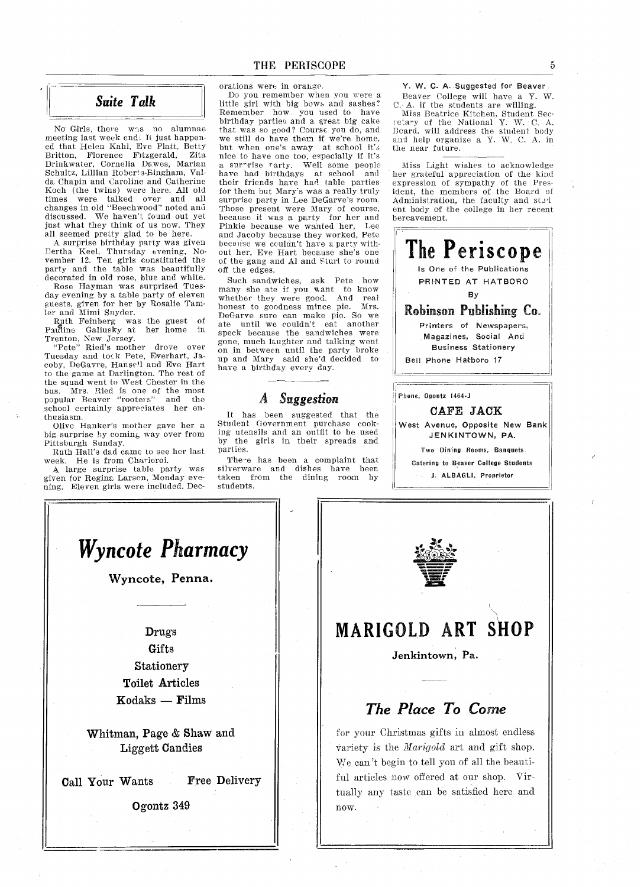## *Suite Talk*

No Girls, there was no alumnae meeting last week end. It just happened that Helen Kahl, Eve Platt, Betty Britton, Florence Fitzgerald, Zita Drinkwater, Cornelia Dawes, Marian Schultz, Lillian Roberts-Bingham, Valda Chapin and Caroline and Catherine Koch (the twins) were here. All old times were talked over and all changes in old "Beechwood" noted and discussed. We haven't found out yet just what they think of us now. They all seemed pretty glad to be here.

A surprise birthday party was given Bertha Keel, Thursday evening, November 12. Ten girls constituted the party and the table was beautifully decorated in old rose, blue and white.

Rose Hayman was surprised Tuesday evening by a table party of eleven guests, given for her by Rosalie Tamler and Mimi Snyder.

Ruth Feinberg was the guest of Pauline Galiusky at her home in Trenton, New Jersey.

"Pete" Ried's mother drove over Tuesday and took Pete, Everhart, Jacoby, DeGavre, Hansell and Eve Hart to the game at Darlington. The rest of the squad went to West Chester in the bus. Mrs. Ried is one of the most popular Beaver "rooters" and the school certainly appreciates her enthusiasm.

Olive Hanker's mother gave her a big surprise by coming way over from Pittsburgh Sunday.

Ruth Hall's dad came to see her last week. He is from Charleroi.

A large surprise table party was given for Regina Larson, Monday evening. Eleven girls were included. Decorations were in orange.

Do you remember when you were a little girl with big bows and sashes? Remember how you used to have birthday parties and a great big cake that was so good? Course you do, and we still do have them if we're home, but when one's away at school it's nice to have one too, especially if it's a surprise party. Well some people have had birthdays at school and their friends have had table parties for them but Mary's was a really truly surprise party in Lee DeGarve's room. Those present were Mary of course, because it was a party for her and Pinkie because we wanted her, Lee and Jacoby because they worked, Pete because we couldn't have a party without her, Eve Hart because she's one of the gang and Al and Sturl to round off the edges.

Such sandwiches, ask Pete how many she ate if you want to know whether they were good. And real honest to goodness mince pie. Mrs. DeGarve sure can make pie. So we ate until we couldn't eat another speck because the sandwiches were gone, much laughter and talking went on in between until the party broke up and Mary said she'd decided to have a birthday every day.

## *A Suggestion*

It has been suggested that the Student Government purchase cooking utensils and an outfit to be used by the girls in their spreads and parties.

There has been a complaint that silverware and dishes have been taken from the dining room by students.

**Y. W. C. A. Suggested for Beaver**

Beaver College will have a Y. W. C. A. if the students are willing.

Miss Beatrice Kitchen, Student Secretary of the National Y. W. C. A. Board, will address the student body and help organize a Y. W. C. A. in the near future.

Miss Light wishes to acknowledge her grateful appreciation of the kind expression of sympathy of the President, the members of the Board of Administration, the faculty and student body of the college in her recent bereavement.

---

# The Periscope

Is One of the Publications

PRINTED AT HATBORO

By

**Robinson Publishing Co.**

Printers of Newspapers,
Magazines, Social And
Business Stationery

Bell Phone Hatboro 17

---

Phone, Ogontz 1464-J

**CAFE JACK**

West Avenue, Opposite New Bank
JENKINTOWN, PA.

Two Dining Rooms, Banquets
Catering to Beaver College Students

J. ALBAGLI, Proprietor

---

# *Wyncote Pharmacy*

**Wyncote, Penna.**

Drugs
Gifts
Stationery
Toilet Articles
Kodaks — Films

Whitman, Page & Shaw and
Liggett Candies

Call Your Wants — Free Delivery

Ogontz 349

---

# MARIGOLD ART SHOP

**Jenkintown, Pa.**

## *The Place To Come*

for your Christmas gifts in almost endless variety is the *Marigold* art and gift shop. We can't begin to tell you of all the beautiful articles now offered at our shop. Virtually any taste can be satisfied here and now.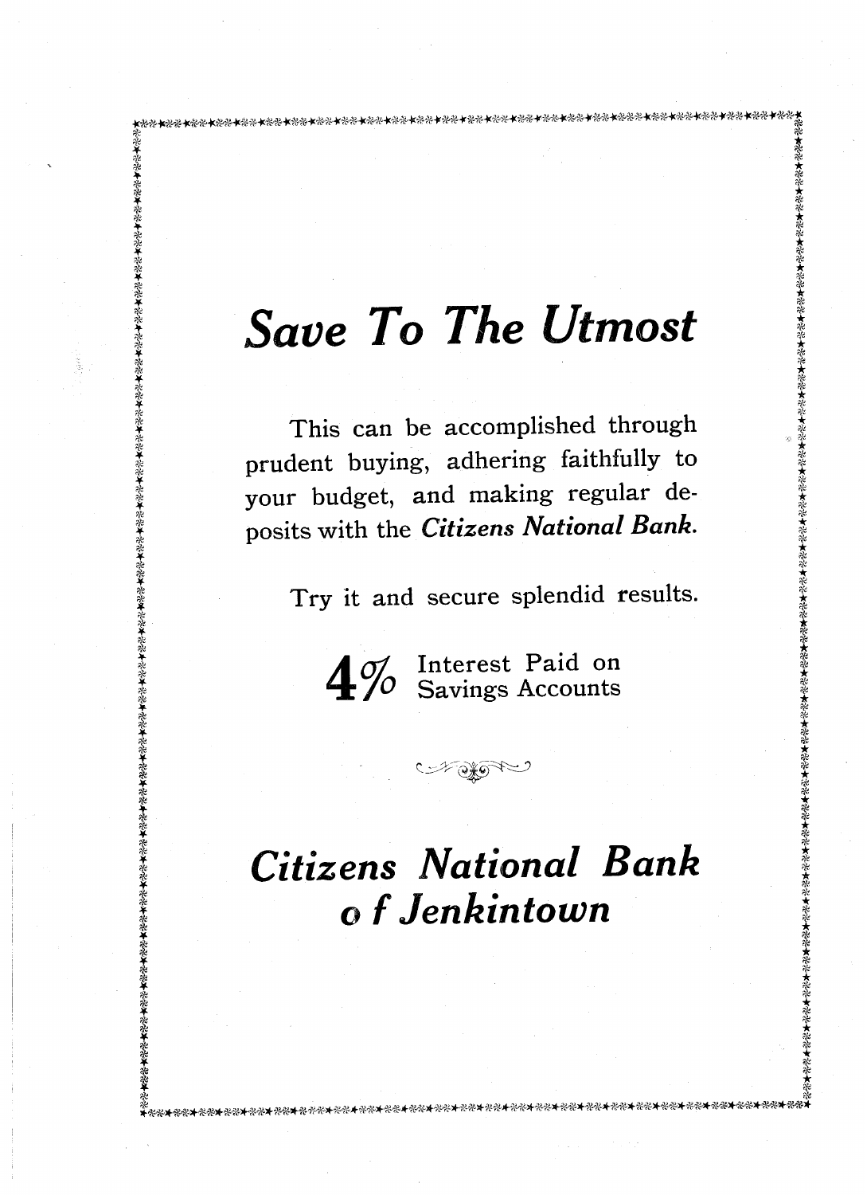# *Save To The Utmost*

This can be accomplished through prudent buying, adhering faithfully to your budget, and making regular deposits with the ***Citizens National Bank.***

Try it and secure splendid results.

**4%** Interest Paid on Savings Accounts

## *Citizens National Bank of Jenkintown*